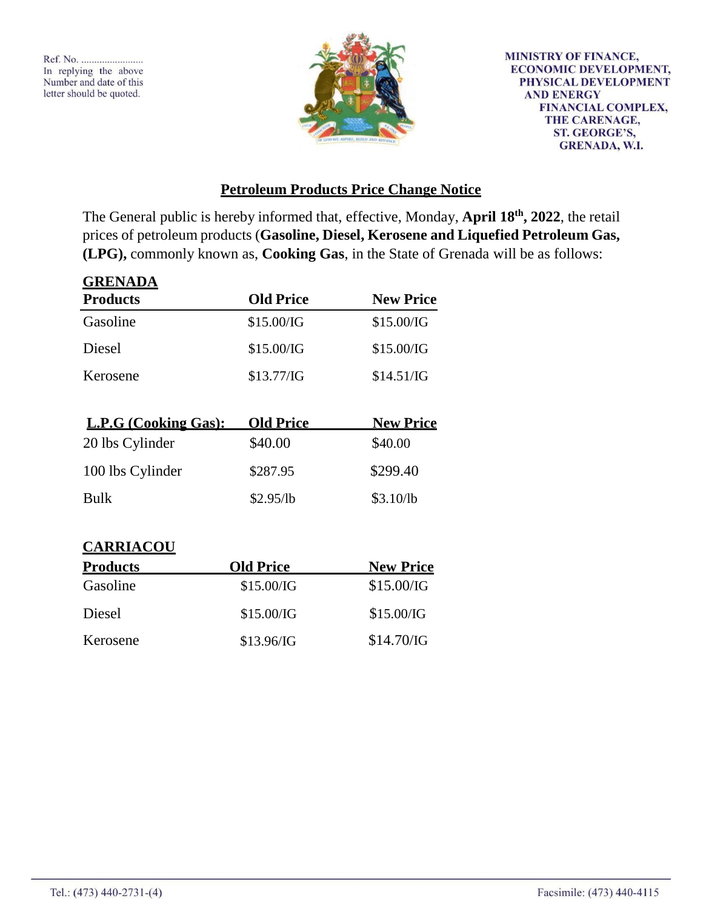Ref. No. ........................
In replying the above Number and date of this letter should be quoted.

MINISTRY OF FINANCE,
ECONOMIC DEVELOPMENT,
PHYSICAL DEVELOPMENT
AND ENERGY
FINANCIAL COMPLEX,
THE CARENAGE,
ST. GEORGE'S,
GRENADA, W.I.

## Petroleum Products Price Change Notice

The General public is hereby informed that, effective, Monday, **April 18th, 2022**, the retail prices of petroleum products (**Gasoline, Diesel, Kerosene and Liquefied Petroleum Gas, (LPG),** commonly known as, **Cooking Gas**, in the State of Grenada will be as follows:

### GRENADA

| Products | Old Price | New Price |
|---|---|---|
| Gasoline | $15.00/IG | $15.00/IG |
| Diesel | $15.00/IG | $15.00/IG |
| Kerosene | $13.77/IG | $14.51/IG |

| L.P.G (Cooking Gas): | Old Price | New Price |
|---|---|---|
| 20 lbs Cylinder | $40.00 | $40.00 |
| 100 lbs Cylinder | $287.95 | $299.40 |
| Bulk | $2.95/lb | $3.10/lb |

### CARRIACOU

| Products | Old Price | New Price |
|---|---|---|
| Gasoline | $15.00/IG | $15.00/IG |
| Diesel | $15.00/IG | $15.00/IG |
| Kerosene | $13.96/IG | $14.70/IG |

Tel.: (473) 440-2731-(4)

Facsimile: (473) 440-4115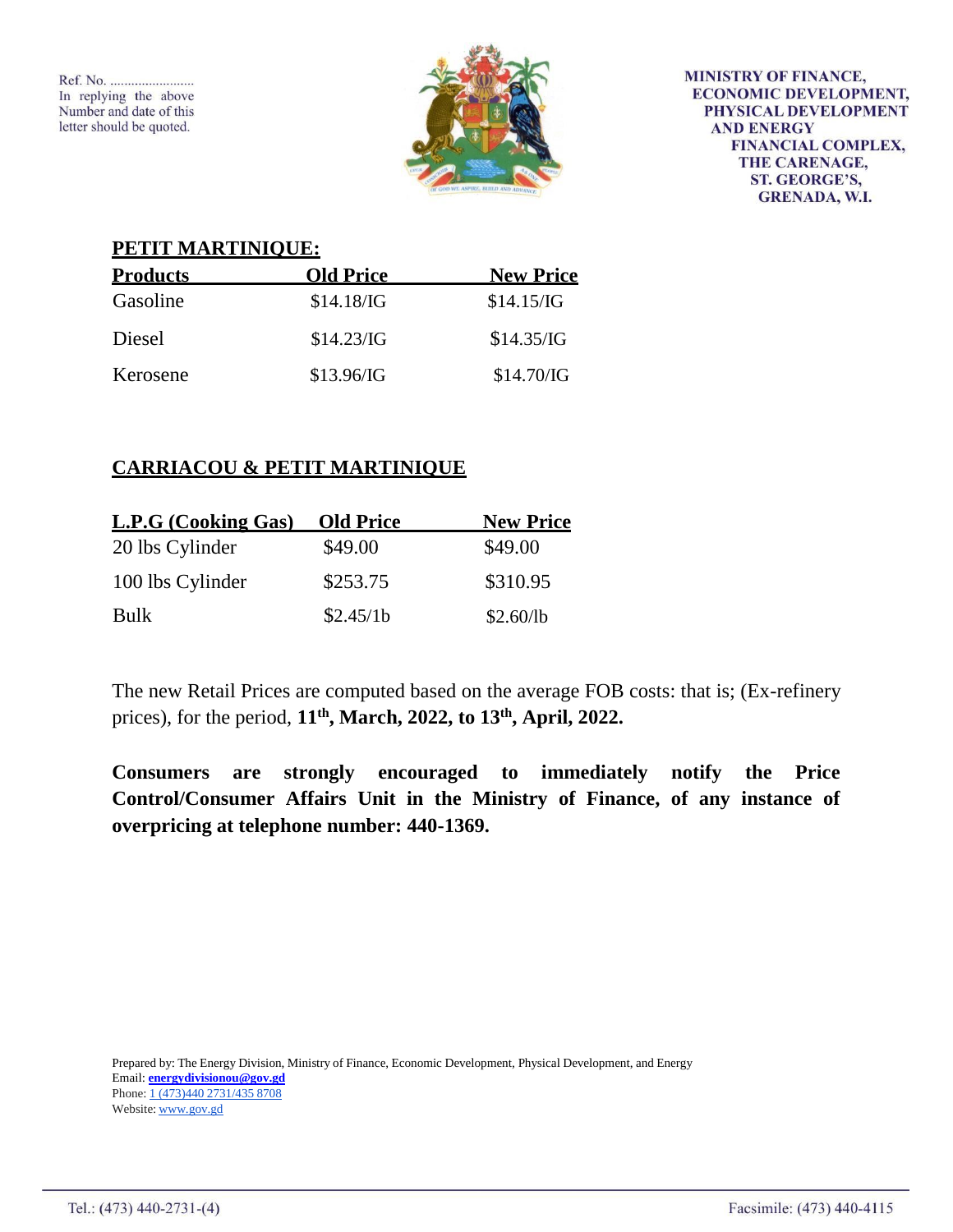Ref. No. ........................
In replying the above Number and date of this letter should be quoted.

MINISTRY OF FINANCE, ECONOMIC DEVELOPMENT, PHYSICAL DEVELOPMENT AND ENERGY
FINANCIAL COMPLEX, THE CARENAGE, ST. GEORGE'S, GRENADA, W.I.

## PETIT MARTINIQUE:

| Products | Old Price | New Price |
|---|---|---|
| Gasoline | $14.18/IG | $14.15/IG |
| Diesel | $14.23/IG | $14.35/IG |
| Kerosene | $13.96/IG | $14.70/IG |

## CARRIACOU & PETIT MARTINIQUE

| L.P.G (Cooking Gas) | Old Price | New Price |
|---|---|---|
| 20 lbs Cylinder | $49.00 | $49.00 |
| 100 lbs Cylinder | $253.75 | $310.95 |
| Bulk | $2.45/1b | $2.60/lb |

The new Retail Prices are computed based on the average FOB costs: that is; (Ex-refinery prices), for the period, **11th, March, 2022, to 13th, April, 2022.**

**Consumers are strongly encouraged to immediately notify the Price Control/Consumer Affairs Unit in the Ministry of Finance, of any instance of overpricing at telephone number: 440-1369.**

Prepared by: The Energy Division, Ministry of Finance, Economic Development, Physical Development, and Energy
Email: **energydivisionou@gov.gd**
Phone: 1 (473)440 2731/435 8708
Website: www.gov.gd

Tel.: (473) 440-2731-(4) Facsimile: (473) 440-4115